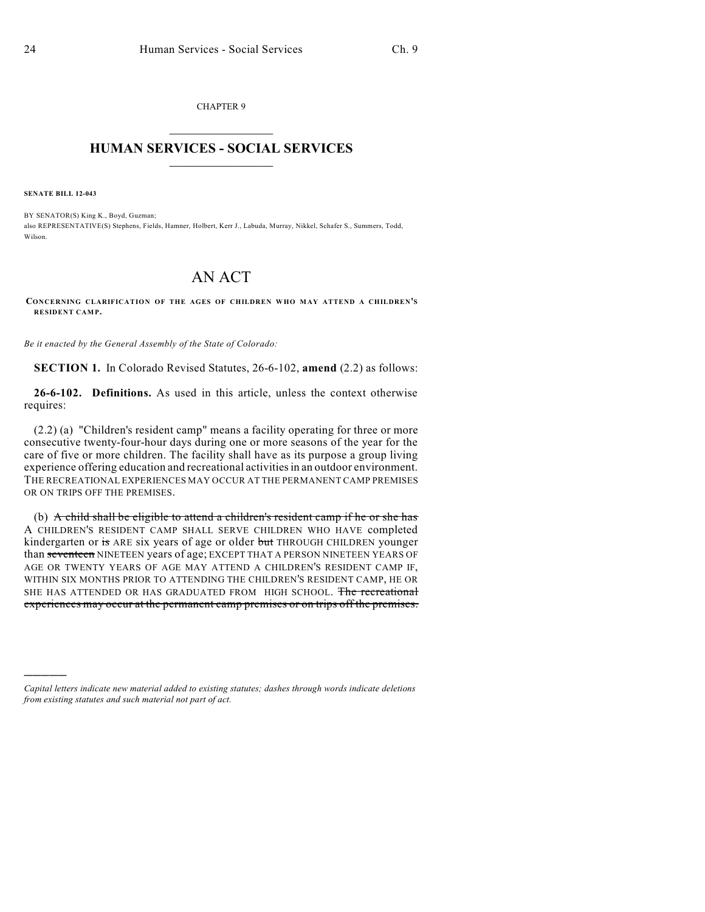CHAPTER 9

# HUMAN SERVICES - SOCIAL SERVICES

**SENATE BILL 12-043**

BY SENATOR(S) King K., Boyd, Guzman;
also REPRESENTATIVE(S) Stephens, Fields, Hamner, Holbert, Kerr J., Labuda, Murray, Nikkel, Schafer S., Summers, Todd, Wilson.

# AN ACT

**CONCERNING CLARIFICATION OF THE AGES OF CHILDREN WHO MAY ATTEND A CHILDREN'S RESIDENT CAMP.**

*Be it enacted by the General Assembly of the State of Colorado:*

**SECTION 1.** In Colorado Revised Statutes, 26-6-102, **amend** (2.2) as follows:

**26-6-102. Definitions.** As used in this article, unless the context otherwise requires:

(2.2) (a) "Children's resident camp" means a facility operating for three or more consecutive twenty-four-hour days during one or more seasons of the year for the care of five or more children. The facility shall have as its purpose a group living experience offering education and recreational activities in an outdoor environment. THE RECREATIONAL EXPERIENCES MAY OCCUR AT THE PERMANENT CAMP PREMISES OR ON TRIPS OFF THE PREMISES.

(b) ~~A child shall be eligible to attend a children's resident camp if he or she has~~ A CHILDREN'S RESIDENT CAMP SHALL SERVE CHILDREN WHO HAVE completed kindergarten or ~~is~~ ARE six years of age or older ~~but~~ THROUGH CHILDREN younger than ~~seventeen~~ NINETEEN years of age; EXCEPT THAT A PERSON NINETEEN YEARS OF AGE OR TWENTY YEARS OF AGE MAY ATTEND A CHILDREN'S RESIDENT CAMP IF, WITHIN SIX MONTHS PRIOR TO ATTENDING THE CHILDREN'S RESIDENT CAMP, HE OR SHE HAS ATTENDED OR HAS GRADUATED FROM HIGH SCHOOL. ~~The recreational experiences may occur at the permanent camp premises or on trips off the premises.~~

---

*Capital letters indicate new material added to existing statutes; dashes through words indicate deletions from existing statutes and such material not part of act.*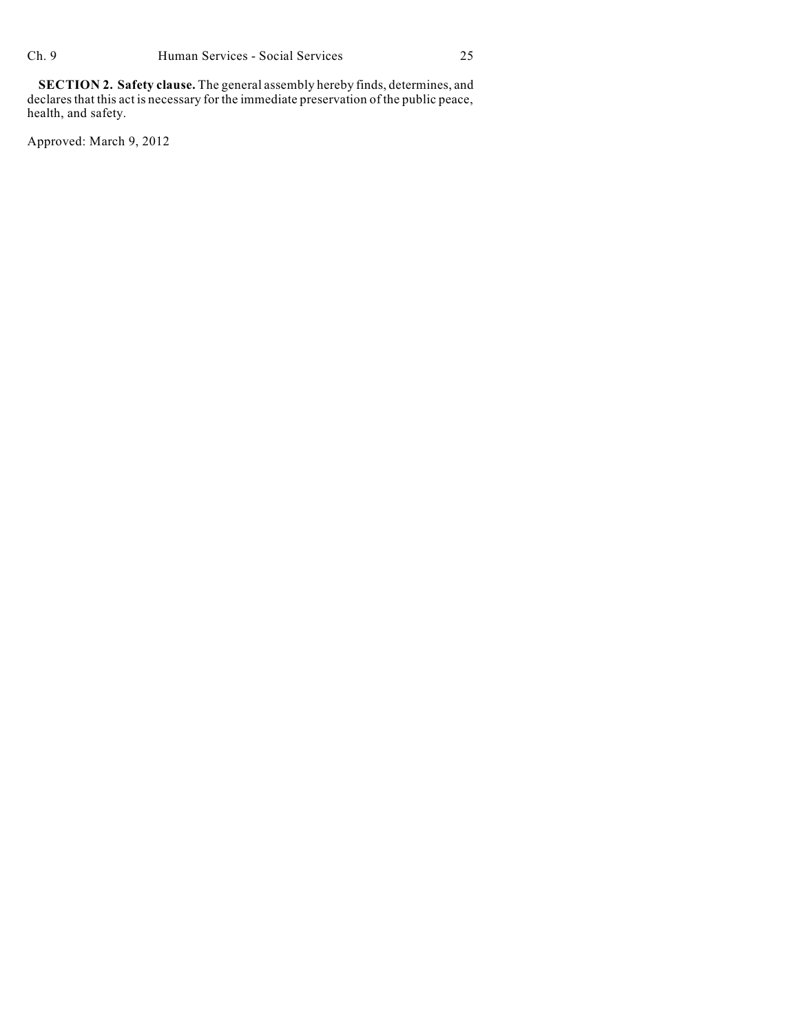**SECTION 2. Safety clause.** The general assembly hereby finds, determines, and declares that this act is necessary for the immediate preservation of the public peace, health, and safety.

Approved: March 9, 2012